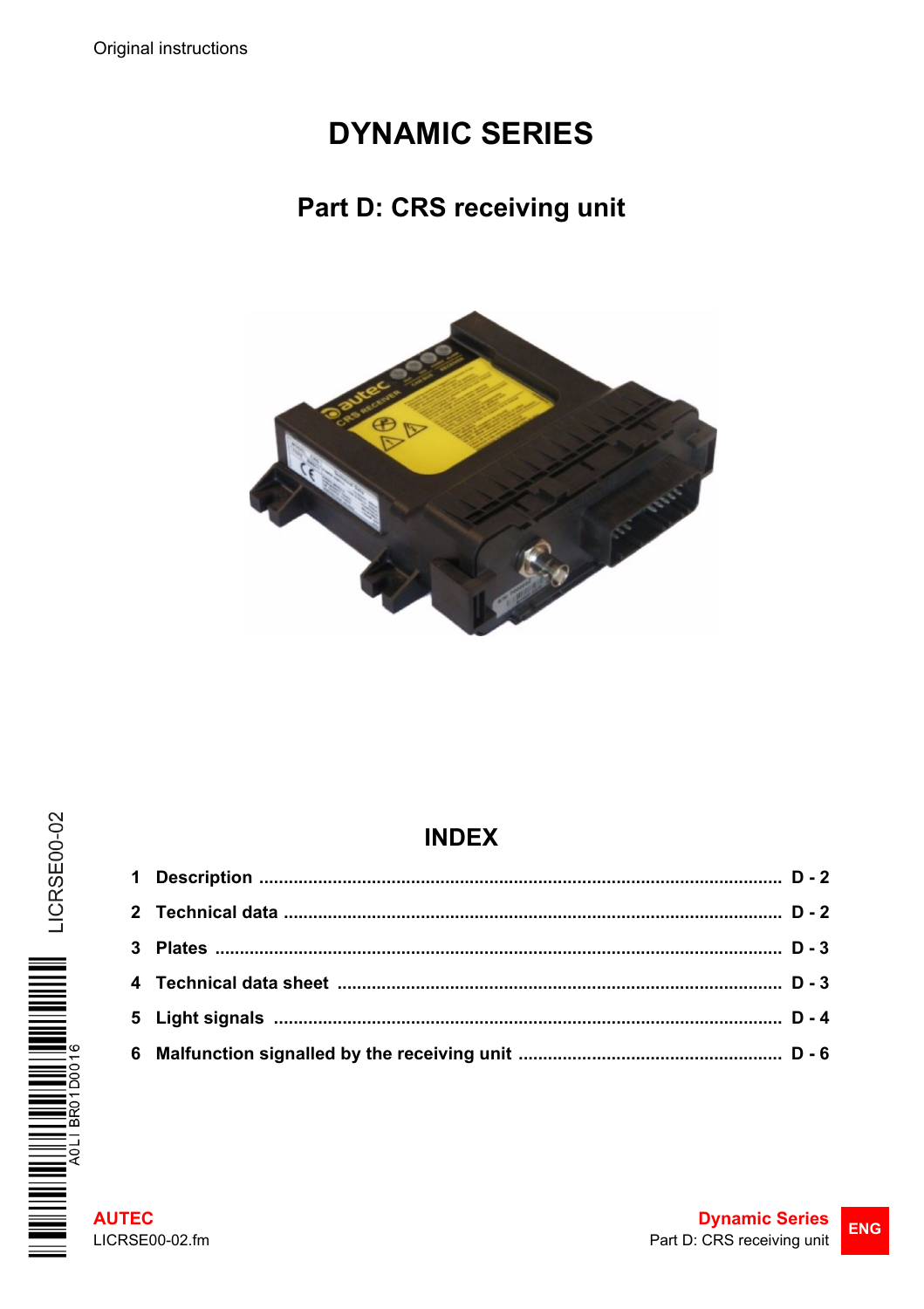Original instructions

# DYNAMIC SERIES

## Part D: CRS receiving unit

## INDEX

1 **Description** ........................................ D - 2

2 **Technical data** ........................................ D - 2

3 **Plates** ........................................ D - 3

4 **Technical data sheet** ........................................ D - 3

5 **Light signals** ........................................ D - 4

6 **Malfunction signalled by the receiving unit** ........................................ D - 6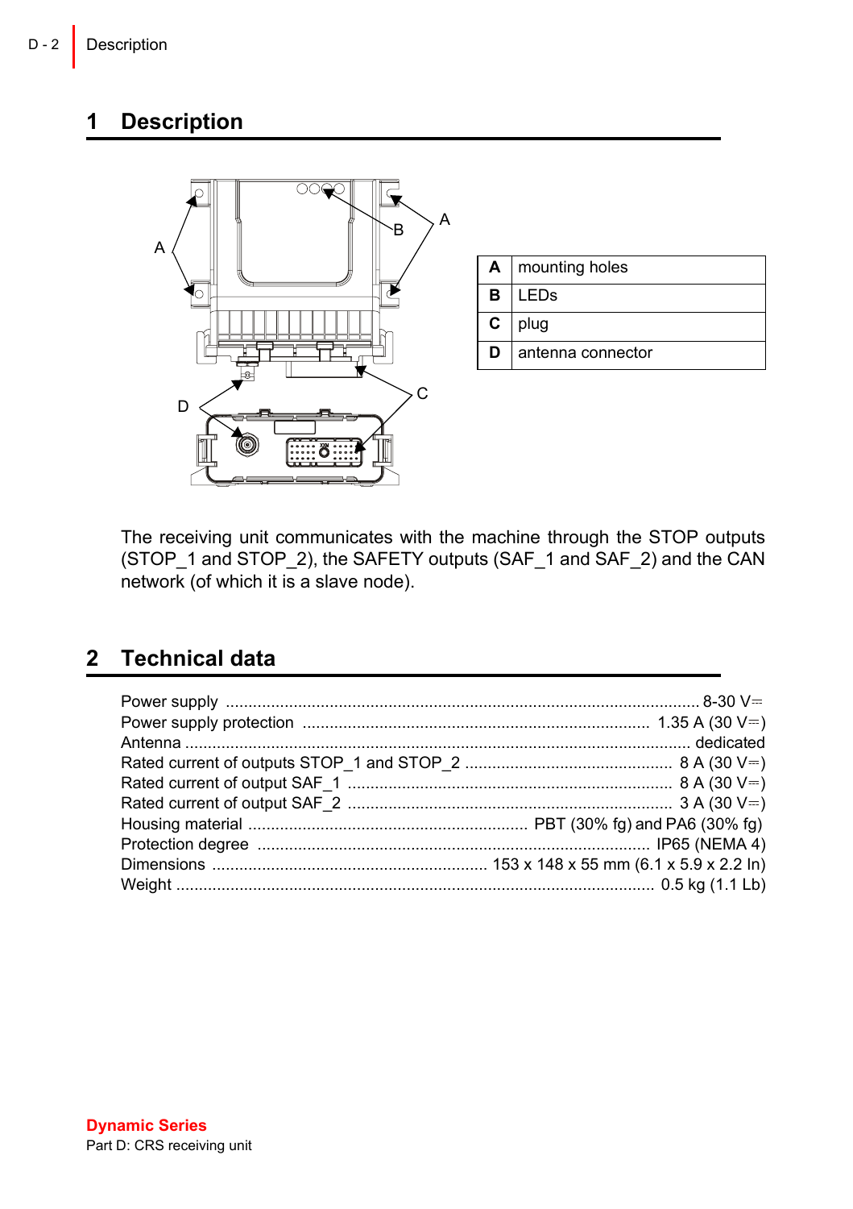# 1 Description

| A | mounting holes |
|---|---|
| B | LEDs |
| C | plug |
| D | antenna connector |

The receiving unit communicates with the machine through the STOP outputs (STOP_1 and STOP_2), the SAFETY outputs (SAF_1 and SAF_2) and the CAN network (of which it is a slave node).

# 2 Technical data

Power supply ........................................................................................................ 8-30 V⎓
Power supply protection ............................................................................ 1.35 A (30 V⎓)
Antenna ............................................................................................................... dedicated
Rated current of outputs STOP_1 and STOP_2 .............................................. 8 A (30 V⎓)
Rated current of output SAF_1 ....................................................................... 8 A (30 V⎓)
Rated current of output SAF_2 ....................................................................... 3 A (30 V⎓)
Housing material ............................................................. PBT (30% fg) and PA6 (30% fg)
Protection degree ...................................................................................... IP65 (NEMA 4)
Dimensions ............................................................ 153 x 148 x 55 mm (6.1 x 5.9 x 2.2 In)
Weight ........................................................................................................ 0.5 kg (1.1 Lb)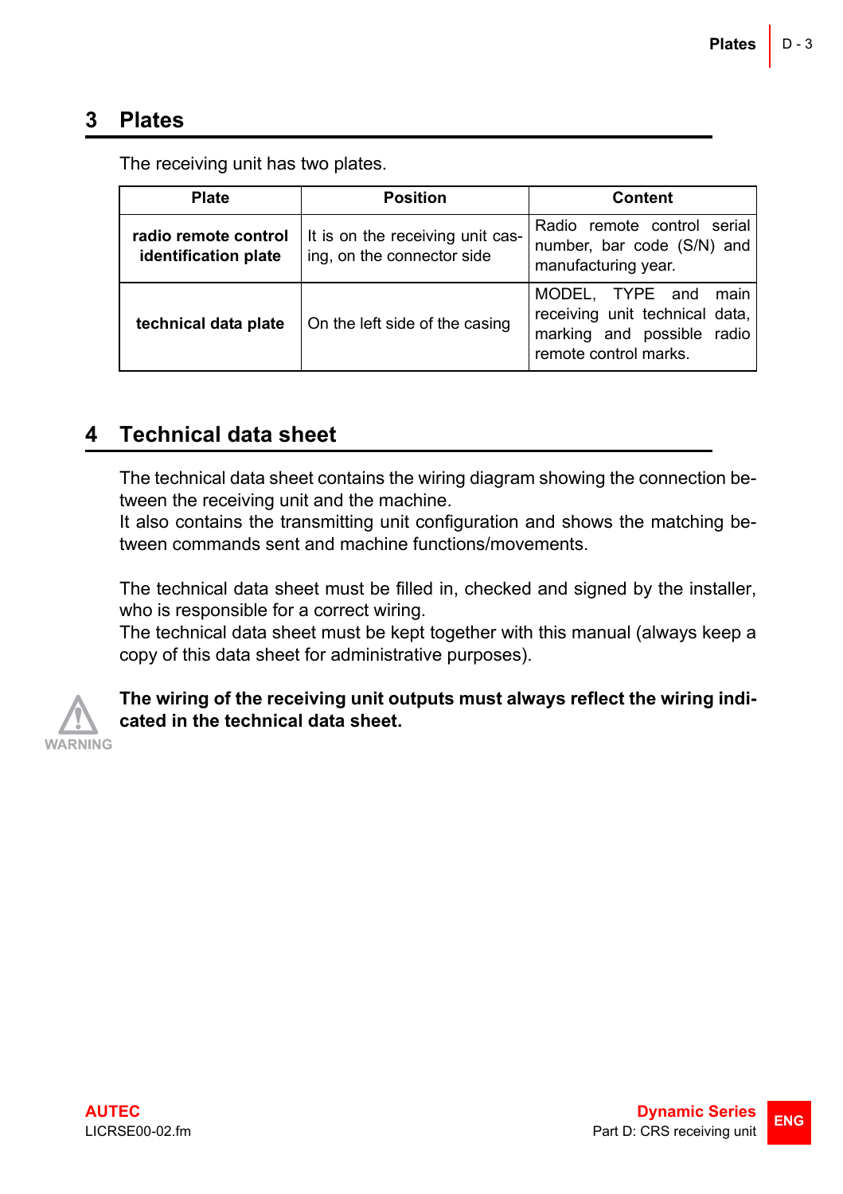## 3 Plates

The receiving unit has two plates.

| Plate | Position | Content |
|---|---|---|
| **radio remote control identification plate** | It is on the receiving unit casing, on the connector side | Radio remote control serial number, bar code (S/N) and manufacturing year. |
| **technical data plate** | On the left side of the casing | MODEL, TYPE and main receiving unit technical data, marking and possible radio remote control marks. |

## 4 Technical data sheet

The technical data sheet contains the wiring diagram showing the connection between the receiving unit and the machine.
It also contains the transmitting unit configuration and shows the matching between commands sent and machine functions/movements.

The technical data sheet must be filled in, checked and signed by the installer, who is responsible for a correct wiring.
The technical data sheet must be kept together with this manual (always keep a copy of this data sheet for administrative purposes).

WARNING

**The wiring of the receiving unit outputs must always reflect the wiring indicated in the technical data sheet.**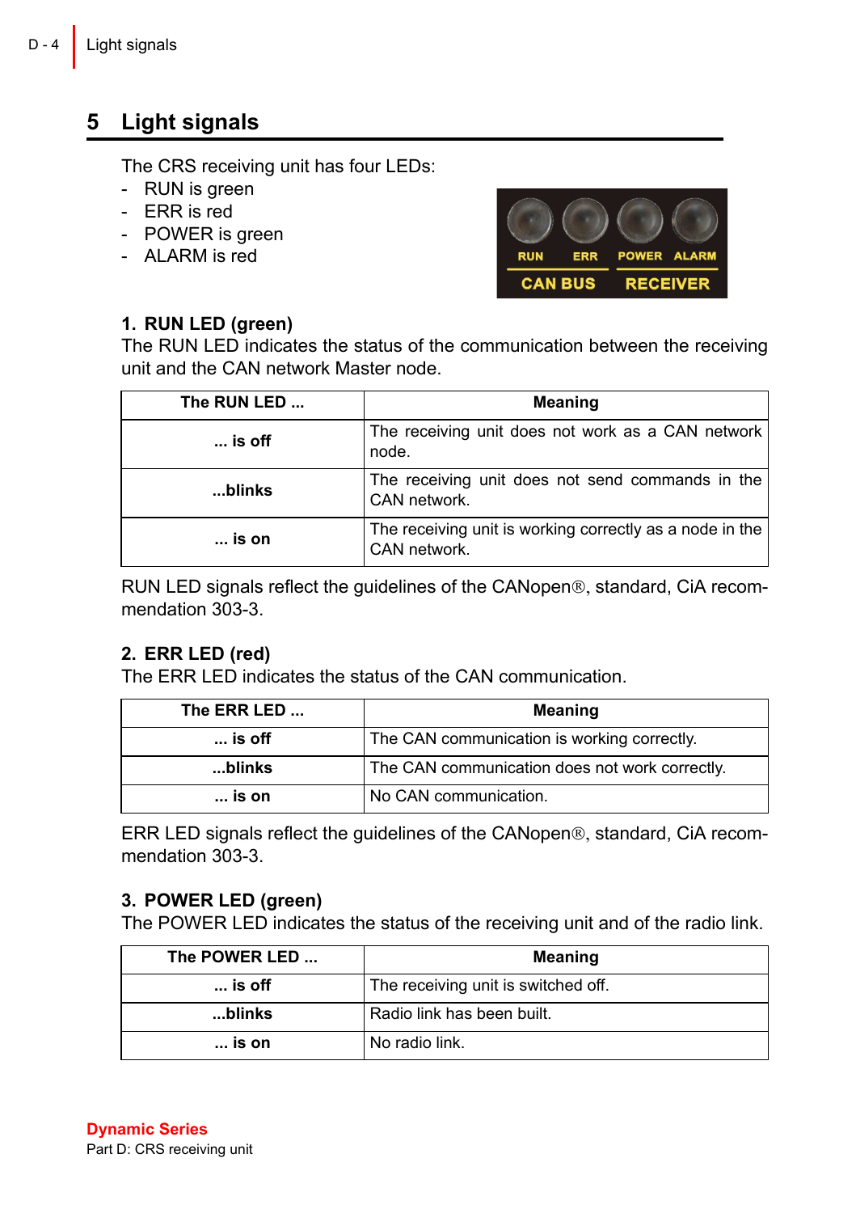# 5 Light signals

The CRS receiving unit has four LEDs:

- RUN is green
- ERR is red
- POWER is green
- ALARM is red

**1. RUN LED (green)**

The RUN LED indicates the status of the communication between the receiving unit and the CAN network Master node.

| The RUN LED ... | Meaning |
|---|---|
| ... is off | The receiving unit does not work as a CAN network node. |
| ...blinks | The receiving unit does not send commands in the CAN network. |
| ... is on | The receiving unit is working correctly as a node in the CAN network. |

RUN LED signals reflect the guidelines of the CANopen®, standard, CiA recommendation 303-3.

**2. ERR LED (red)**

The ERR LED indicates the status of the CAN communication.

| The ERR LED ... | Meaning |
|---|---|
| ... is off | The CAN communication is working correctly. |
| ...blinks | The CAN communication does not work correctly. |
| ... is on | No CAN communication. |

ERR LED signals reflect the guidelines of the CANopen®, standard, CiA recommendation 303-3.

**3. POWER LED (green)**

The POWER LED indicates the status of the receiving unit and of the radio link.

| The POWER LED ... | Meaning |
|---|---|
| ... is off | The receiving unit is switched off. |
| ...blinks | Radio link has been built. |
| ... is on | No radio link. |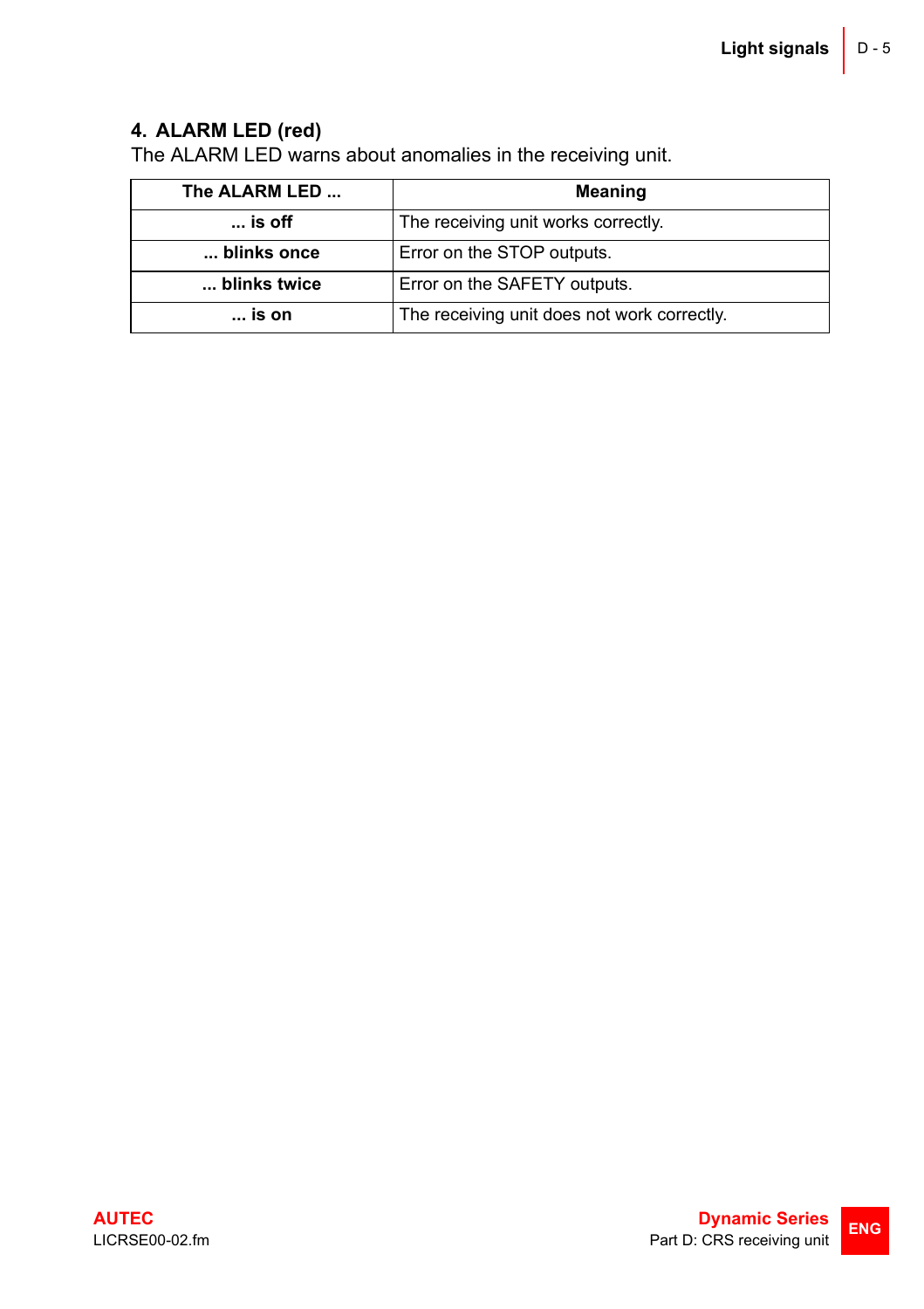## 4. ALARM LED (red)

The ALARM LED warns about anomalies in the receiving unit.

| The ALARM LED ... | Meaning |
|---|---|
| **... is off** | The receiving unit works correctly. |
| **... blinks once** | Error on the STOP outputs. |
| **... blinks twice** | Error on the SAFETY outputs. |
| **... is on** | The receiving unit does not work correctly. |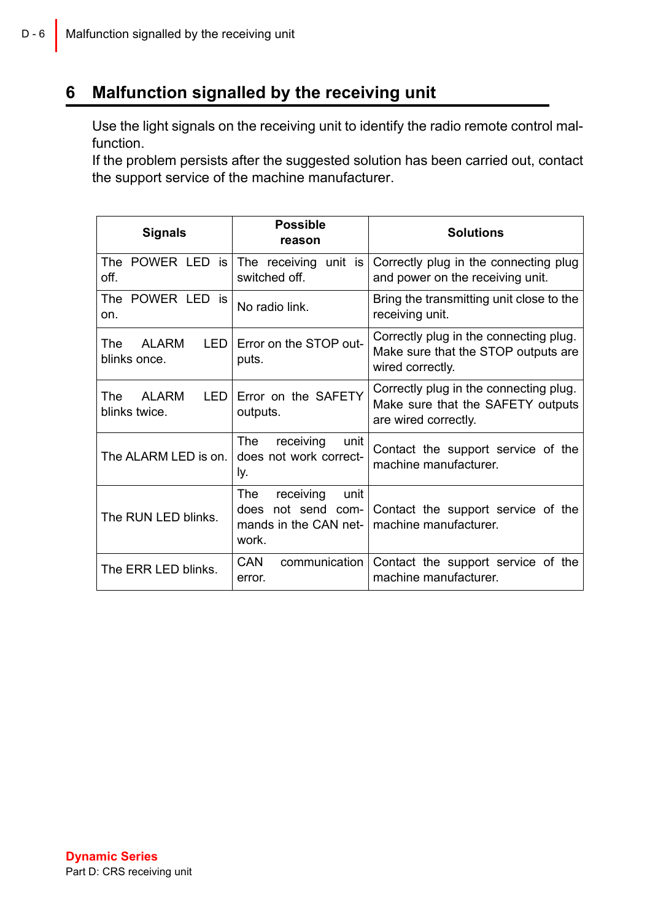# 6 Malfunction signalled by the receiving unit

Use the light signals on the receiving unit to identify the radio remote control malfunction.
If the problem persists after the suggested solution has been carried out, contact the support service of the machine manufacturer.

| Signals | Possible reason | Solutions |
|---|---|---|
| The POWER LED is off. | The receiving unit is switched off. | Correctly plug in the connecting plug and power on the receiving unit. |
| The POWER LED is on. | No radio link. | Bring the transmitting unit close to the receiving unit. |
| The ALARM LED blinks once. | Error on the STOP outputs. | Correctly plug in the connecting plug. Make sure that the STOP outputs are wired correctly. |
| The ALARM LED blinks twice. | Error on the SAFETY outputs. | Correctly plug in the connecting plug. Make sure that the SAFETY outputs are wired correctly. |
| The ALARM LED is on. | The receiving unit does not work correctly. | Contact the support service of the machine manufacturer. |
| The RUN LED blinks. | The receiving unit does not send commands in the CAN network. | Contact the support service of the machine manufacturer. |
| The ERR LED blinks. | CAN communication error. | Contact the support service of the machine manufacturer. |